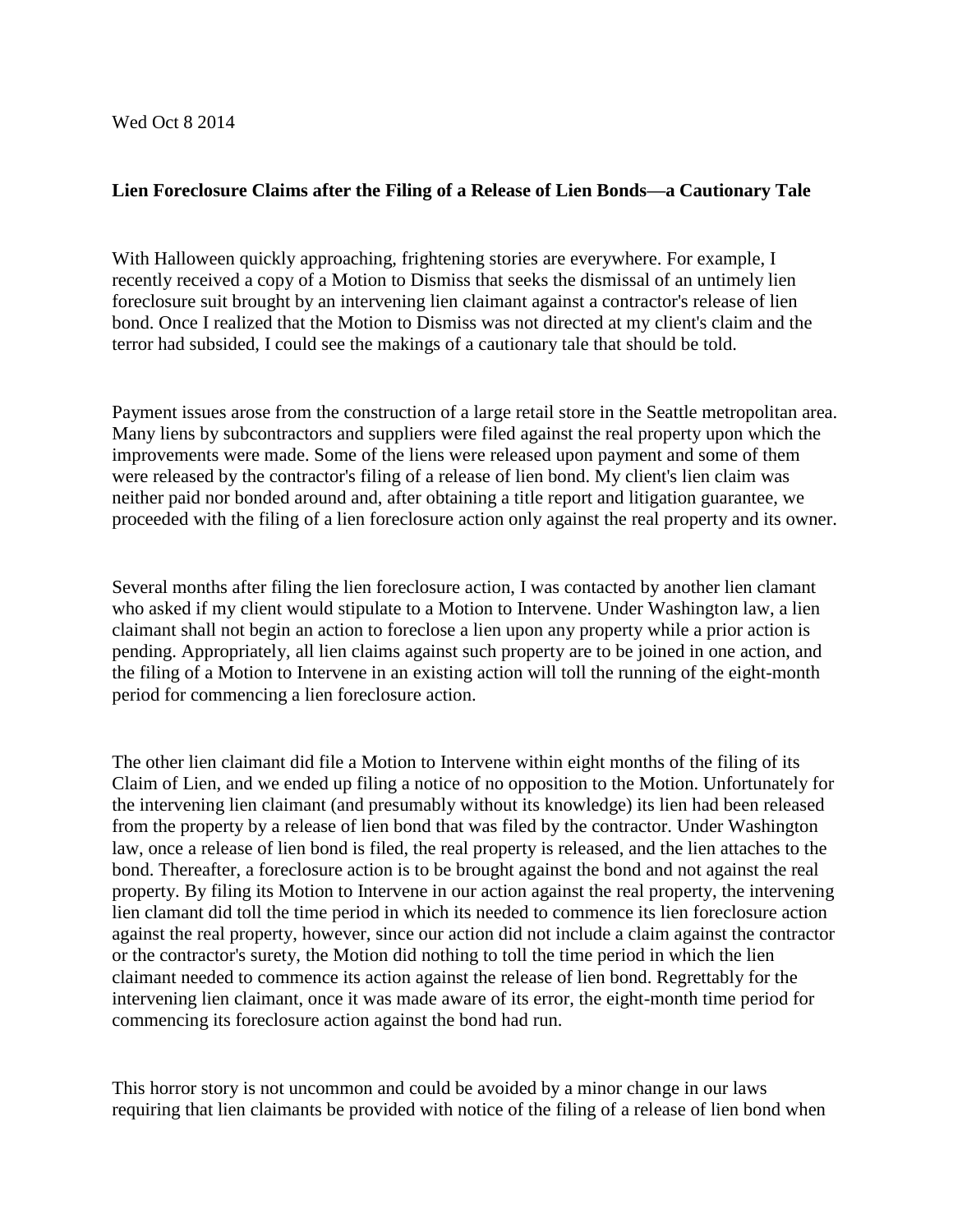Wed Oct 8 2014

**Lien Foreclosure Claims after the Filing of a Release of Lien Bonds—a Cautionary Tale**

With Halloween quickly approaching, frightening stories are everywhere. For example, I recently received a copy of a Motion to Dismiss that seeks the dismissal of an untimely lien foreclosure suit brought by an intervening lien claimant against a contractor's release of lien bond. Once I realized that the Motion to Dismiss was not directed at my client's claim and the terror had subsided, I could see the makings of a cautionary tale that should be told.

Payment issues arose from the construction of a large retail store in the Seattle metropolitan area. Many liens by subcontractors and suppliers were filed against the real property upon which the improvements were made. Some of the liens were released upon payment and some of them were released by the contractor's filing of a release of lien bond. My client's lien claim was neither paid nor bonded around and, after obtaining a title report and litigation guarantee, we proceeded with the filing of a lien foreclosure action only against the real property and its owner.

Several months after filing the lien foreclosure action, I was contacted by another lien clamant who asked if my client would stipulate to a Motion to Intervene. Under Washington law, a lien claimant shall not begin an action to foreclose a lien upon any property while a prior action is pending. Appropriately, all lien claims against such property are to be joined in one action, and the filing of a Motion to Intervene in an existing action will toll the running of the eight-month period for commencing a lien foreclosure action.

The other lien claimant did file a Motion to Intervene within eight months of the filing of its Claim of Lien, and we ended up filing a notice of no opposition to the Motion. Unfortunately for the intervening lien claimant (and presumably without its knowledge) its lien had been released from the property by a release of lien bond that was filed by the contractor. Under Washington law, once a release of lien bond is filed, the real property is released, and the lien attaches to the bond. Thereafter, a foreclosure action is to be brought against the bond and not against the real property. By filing its Motion to Intervene in our action against the real property, the intervening lien clamant did toll the time period in which its needed to commence its lien foreclosure action against the real property, however, since our action did not include a claim against the contractor or the contractor's surety, the Motion did nothing to toll the time period in which the lien claimant needed to commence its action against the release of lien bond. Regrettably for the intervening lien claimant, once it was made aware of its error, the eight-month time period for commencing its foreclosure action against the bond had run.

This horror story is not uncommon and could be avoided by a minor change in our laws requiring that lien claimants be provided with notice of the filing of a release of lien bond when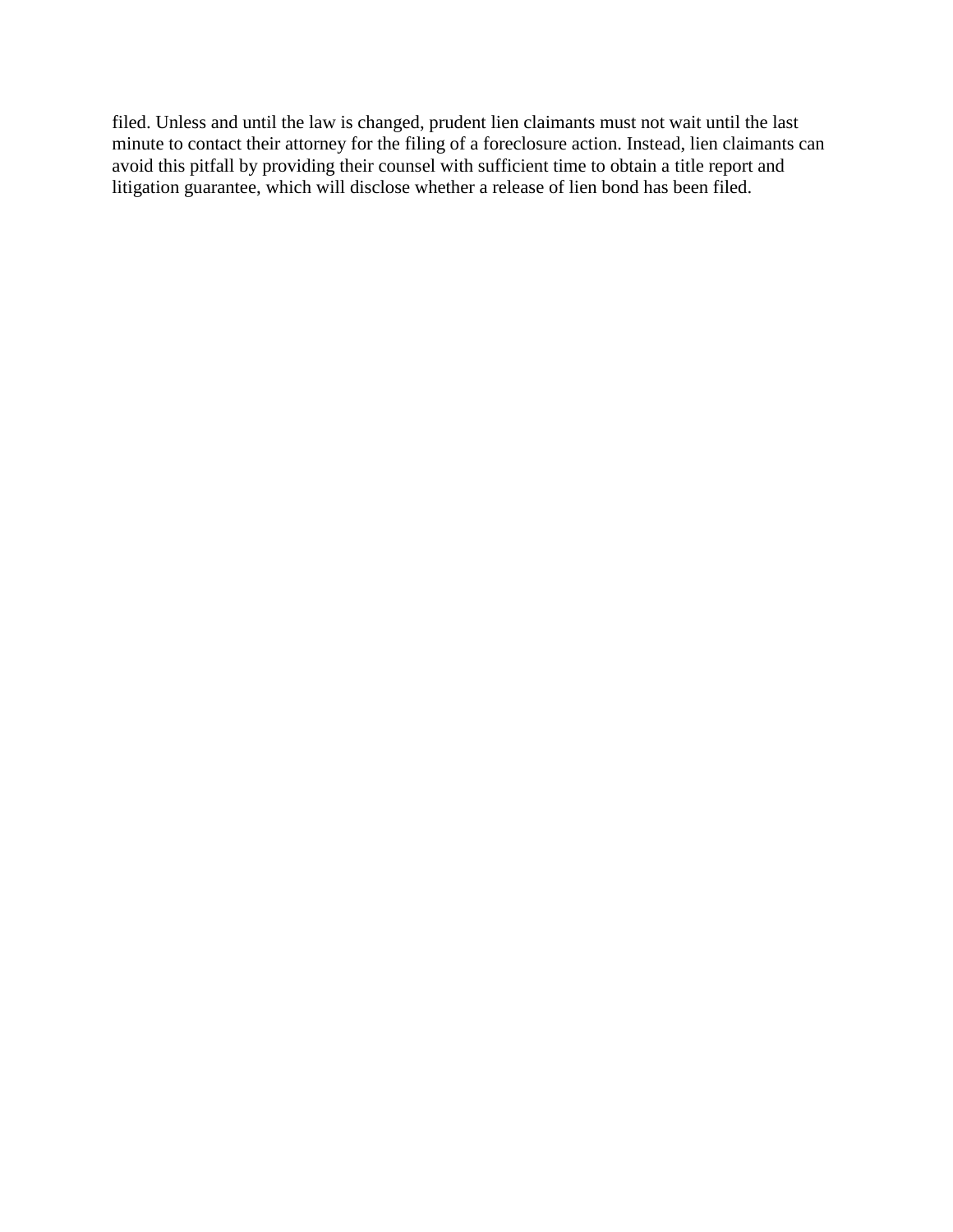filed. Unless and until the law is changed, prudent lien claimants must not wait until the last minute to contact their attorney for the filing of a foreclosure action. Instead, lien claimants can avoid this pitfall by providing their counsel with sufficient time to obtain a title report and litigation guarantee, which will disclose whether a release of lien bond has been filed.